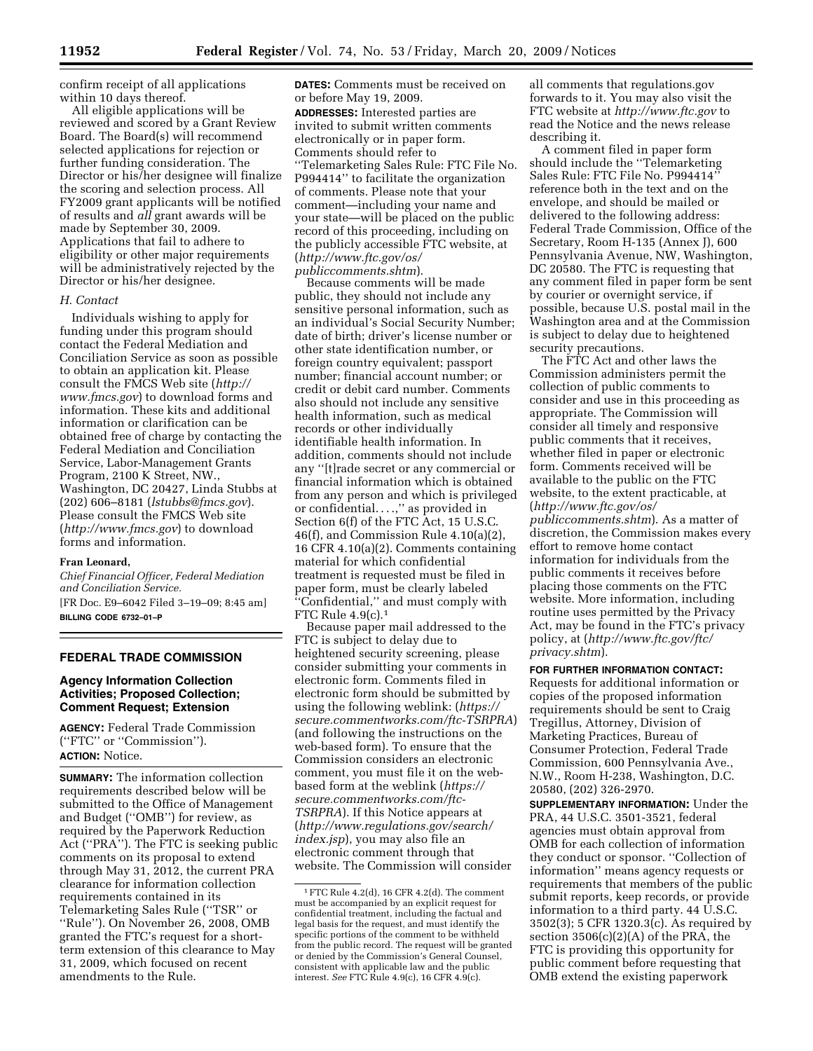confirm receipt of all applications within 10 days thereof.

All eligible applications will be reviewed and scored by a Grant Review Board. The Board(s) will recommend selected applications for rejection or further funding consideration. The Director or his/her designee will finalize the scoring and selection process. All FY2009 grant applicants will be notified of results and *all* grant awards will be made by September 30, 2009. Applications that fail to adhere to eligibility or other major requirements will be administratively rejected by the Director or his/her designee.

### *H. Contact*

Individuals wishing to apply for funding under this program should contact the Federal Mediation and Conciliation Service as soon as possible to obtain an application kit. Please consult the FMCS Web site (*http://www.fmcs.gov*) to download forms and information. These kits and additional information or clarification can be obtained free of charge by contacting the Federal Mediation and Conciliation Service, Labor-Management Grants Program, 2100 K Street, NW., Washington, DC 20427, Linda Stubbs at (202) 606–8181 (*lstubbs@fmcs.gov*). Please consult the FMCS Web site (*http://www.fmcs.gov*) to download forms and information.

**Fran Leonard,**

*Chief Financial Officer, Federal Mediation and Conciliation Service.*

[FR Doc. E9–6042 Filed 3–19–09; 8:45 am]

**BILLING CODE 6732–01–P**

## FEDERAL TRADE COMMISSION

### Agency Information Collection Activities; Proposed Collection; Comment Request; Extension

**AGENCY:** Federal Trade Commission (''FTC'' or ''Commission'').

**ACTION:** Notice.

**SUMMARY:** The information collection requirements described below will be submitted to the Office of Management and Budget (''OMB'') for review, as required by the Paperwork Reduction Act (''PRA''). The FTC is seeking public comments on its proposal to extend through May 31, 2012, the current PRA clearance for information collection requirements contained in its Telemarketing Sales Rule (''TSR'' or ''Rule''). On November 26, 2008, OMB granted the FTC's request for a short-term extension of this clearance to May 31, 2009, which focused on recent amendments to the Rule.

**DATES:** Comments must be received on or before May 19, 2009.

**ADDRESSES:** Interested parties are invited to submit written comments electronically or in paper form. Comments should refer to ''Telemarketing Sales Rule: FTC File No. P994414'' to facilitate the organization of comments. Please note that your comment—including your name and your state—will be placed on the public record of this proceeding, including on the publicly accessible FTC website, at (*http://www.ftc.gov/os/publiccomments.shtm*).

Because comments will be made public, they should not include any sensitive personal information, such as an individual's Social Security Number; date of birth; driver's license number or other state identification number, or foreign country equivalent; passport number; financial account number; or credit or debit card number. Comments also should not include any sensitive health information, such as medical records or other individually identifiable health information. In addition, comments should not include any ''[t]rade secret or any commercial or financial information which is obtained from any person and which is privileged or confidential. . . .,'' as provided in Section 6(f) of the FTC Act, 15 U.S.C. 46(f), and Commission Rule 4.10(a)(2), 16 CFR 4.10(a)(2). Comments containing material for which confidential treatment is requested must be filed in paper form, must be clearly labeled ''Confidential,'' and must comply with FTC Rule 4.9(c).[1]

Because paper mail addressed to the FTC is subject to delay due to heightened security screening, please consider submitting your comments in electronic form. Comments filed in electronic form should be submitted by using the following weblink: (*https://secure.commentworks.com/ftc-TSRPRA*) (and following the instructions on the web-based form). To ensure that the Commission considers an electronic comment, you must file it on the web-based form at the weblink (*https://secure.commentworks.com/ftc-TSRPRA*). If this Notice appears at (*http://www.regulations.gov/search/index.jsp*), you may also file an electronic comment through that website. The Commission will consider all comments that regulations.gov forwards to it. You may also visit the FTC website at *http://www.ftc.gov* to read the Notice and the news release describing it.

A comment filed in paper form should include the ''Telemarketing Sales Rule: FTC File No. P994414'' reference both in the text and on the envelope, and should be mailed or delivered to the following address: Federal Trade Commission, Office of the Secretary, Room H-135 (Annex J), 600 Pennsylvania Avenue, NW, Washington, DC 20580. The FTC is requesting that any comment filed in paper form be sent by courier or overnight service, if possible, because U.S. postal mail in the Washington area and at the Commission is subject to delay due to heightened security precautions.

The FTC Act and other laws the Commission administers permit the collection of public comments to consider and use in this proceeding as appropriate. The Commission will consider all timely and responsive public comments that it receives, whether filed in paper or electronic form. Comments received will be available to the public on the FTC website, to the extent practicable, at (*http://www.ftc.gov/os/publiccomments.shtm*). As a matter of discretion, the Commission makes every effort to remove home contact information for individuals from the public comments it receives before placing those comments on the FTC website. More information, including routine uses permitted by the Privacy Act, may be found in the FTC's privacy policy, at (*http://www.ftc.gov/ftc/privacy.shtm*).

**FOR FURTHER INFORMATION CONTACT:** Requests for additional information or copies of the proposed information requirements should be sent to Craig Tregillus, Attorney, Division of Marketing Practices, Bureau of Consumer Protection, Federal Trade Commission, 600 Pennsylvania Ave., N.W., Room H-238, Washington, D.C. 20580, (202) 326-2970.

**SUPPLEMENTARY INFORMATION:** Under the PRA, 44 U.S.C. 3501-3521, federal agencies must obtain approval from OMB for each collection of information they conduct or sponsor. ''Collection of information'' means agency requests or requirements that members of the public submit reports, keep records, or provide information to a third party. 44 U.S.C. 3502(3); 5 CFR 1320.3(c). As required by section 3506(c)(2)(A) of the PRA, the FTC is providing this opportunity for public comment before requesting that OMB extend the existing paperwork

---

[1] FTC Rule 4.2(d), 16 CFR 4.2(d). The comment must be accompanied by an explicit request for confidential treatment, including the factual and legal basis for the request, and must identify the specific portions of the comment to be withheld from the public record. The request will be granted or denied by the Commission's General Counsel, consistent with applicable law and the public interest. *See* FTC Rule 4.9(c), 16 CFR 4.9(c).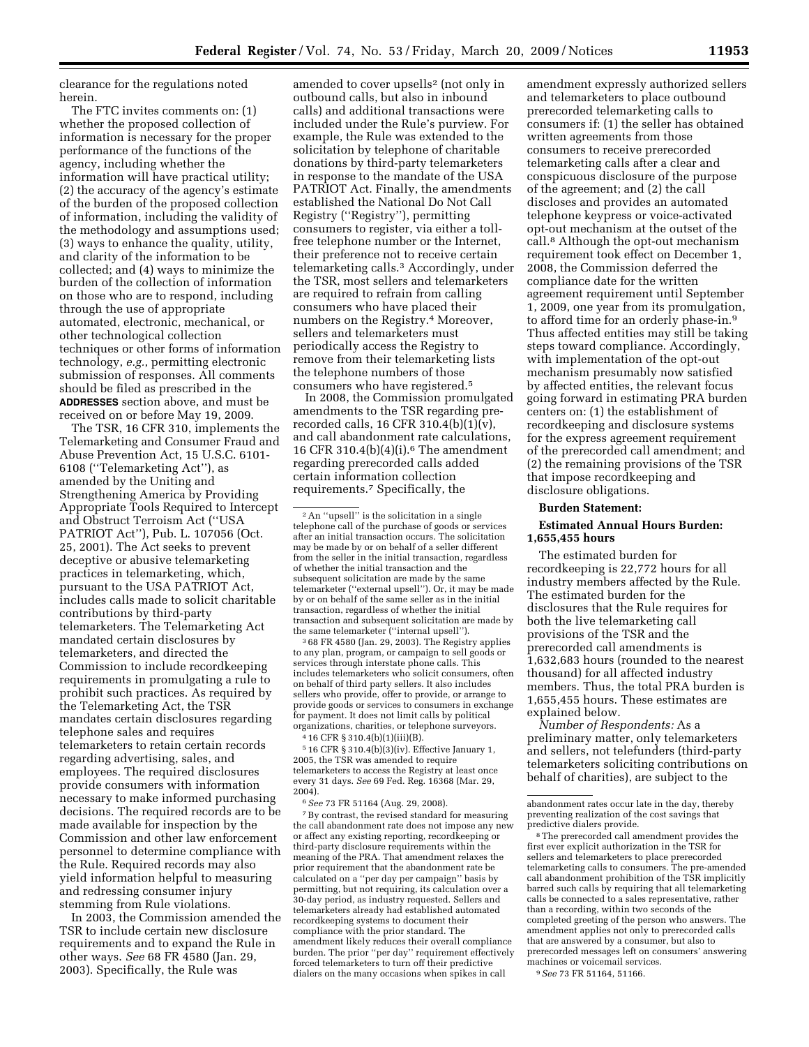clearance for the regulations noted herein.

The FTC invites comments on: (1) whether the proposed collection of information is necessary for the proper performance of the functions of the agency, including whether the information will have practical utility; (2) the accuracy of the agency's estimate of the burden of the proposed collection of information, including the validity of the methodology and assumptions used; (3) ways to enhance the quality, utility, and clarity of the information to be collected; and (4) ways to minimize the burden of the collection of information on those who are to respond, including through the use of appropriate automated, electronic, mechanical, or other technological collection techniques or other forms of information technology, *e.g.*, permitting electronic submission of responses. All comments should be filed as prescribed in the **ADDRESSES** section above, and must be received on or before May 19, 2009.

The TSR, 16 CFR 310, implements the Telemarketing and Consumer Fraud and Abuse Prevention Act, 15 U.S.C. 6101-6108 (''Telemarketing Act''), as amended by the Uniting and Strengthening America by Providing Appropriate Tools Required to Intercept and Obstruct Terroism Act (''USA PATRIOT Act''), Pub. L. 107056 (Oct. 25, 2001). The Act seeks to prevent deceptive or abusive telemarketing practices in telemarketing, which, pursuant to the USA PATRIOT Act, includes calls made to solicit charitable contributions by third-party telemarketers. The Telemarketing Act mandated certain disclosures by telemarketers, and directed the Commission to include recordkeeping requirements in promulgating a rule to prohibit such practices. As required by the Telemarketing Act, the TSR mandates certain disclosures regarding telephone sales and requires telemarketers to retain certain records regarding advertising, sales, and employees. The required disclosures provide consumers with information necessary to make informed purchasing decisions. The required records are to be made available for inspection by the Commission and other law enforcement personnel to determine compliance with the Rule. Required records may also yield information helpful to measuring and redressing consumer injury stemming from Rule violations.

In 2003, the Commission amended the TSR to include certain new disclosure requirements and to expand the Rule in other ways. *See* 68 FR 4580 (Jan. 29, 2003). Specifically, the Rule was amended to cover upsells[2] (not only in outbound calls, but also in inbound calls) and additional transactions were included under the Rule's purview. For example, the Rule was extended to the solicitation by telephone of charitable donations by third-party telemarketers in response to the mandate of the USA PATRIOT Act. Finally, the amendments established the National Do Not Call Registry (''Registry''), permitting consumers to register, via either a toll-free telephone number or the Internet, their preference not to receive certain telemarketing calls.[3] Accordingly, under the TSR, most sellers and telemarketers are required to refrain from calling consumers who have placed their numbers on the Registry.[4] Moreover, sellers and telemarketers must periodically access the Registry to remove from their telemarketing lists the telephone numbers of those consumers who have registered.[5]

In 2008, the Commission promulgated amendments to the TSR regarding prerecorded calls, 16 CFR 310.4(b)(1)(v), and call abandonment rate calculations, 16 CFR 310.4(b)(4)(i).[6] The amendment regarding prerecorded calls added certain information collection requirements.[7] Specifically, the amendment expressly authorized sellers and telemarketers to place outbound prerecorded telemarketing calls to consumers if: (1) the seller has obtained written agreements from those consumers to receive prerecorded telemarketing calls after a clear and conspicuous disclosure of the purpose of the agreement; and (2) the call discloses and provides an automated telephone keypress or voice-activated opt-out mechanism at the outset of the call.[8] Although the opt-out mechanism requirement took effect on December 1, 2008, the Commission deferred the compliance date for the written agreement requirement until September 1, 2009, one year from its promulgation, to afford time for an orderly phase-in.[9] Thus affected entities may still be taking steps toward compliance. Accordingly, with implementation of the opt-out mechanism presumably now satisfied by affected entities, the relevant focus going forward in estimating PRA burden centers on: (1) the establishment of recordkeeping and disclosure systems for the express agreement requirement of the prerecorded call amendment; and (2) the remaining provisions of the TSR that impose recordkeeping and disclosure obligations.

**Burden Statement:**

**Estimated Annual Hours Burden: 1,655,455 hours**

The estimated burden for recordkeeping is 22,772 hours for all industry members affected by the Rule. The estimated burden for the disclosures that the Rule requires for both the live telemarketing call provisions of the TSR and the prerecorded call amendments is 1,632,683 hours (rounded to the nearest thousand) for all affected industry members. Thus, the total PRA burden is 1,655,455 hours. These estimates are explained below.

*Number of Respondents:* As a preliminary matter, only telemarketers and sellers, not telefunders (third-party telemarketers soliciting contributions on behalf of charities), are subject to the

---

[2] An ''upsell'' is the solicitation in a single telephone call of the purchase of goods or services after an initial transaction occurs. The solicitation may be made by or on behalf of a seller different from the seller in the initial transaction, regardless of whether the initial transaction and the subsequent solicitation are made by the same telemarketer (''external upsell''). Or, it may be made by or on behalf of the same seller as in the initial transaction, regardless of whether the initial transaction and subsequent solicitation are made by the same telemarketer (''internal upsell'').

[3] 68 FR 4580 (Jan. 29, 2003). The Registry applies to any plan, program, or campaign to sell goods or services through interstate phone calls. This includes telemarketers who solicit consumers, often on behalf of third party sellers. It also includes sellers who provide, offer to provide, or arrange to provide goods or services to consumers in exchange for payment. It does not limit calls by political organizations, charities, or telephone surveyors.

[4] 16 CFR § 310.4(b)(1)(iii)(B).

[5] 16 CFR § 310.4(b)(3)(iv). Effective January 1, 2005, the TSR was amended to require telemarketers to access the Registry at least once every 31 days. *See* 69 Fed. Reg. 16368 (Mar. 29, 2004).

[6] *See* 73 FR 51164 (Aug. 29, 2008).

[7] By contrast, the revised standard for measuring the call abandonment rate does not impose any new or affect any existing reporting, recordkeeping or third-party disclosure requirements within the meaning of the PRA. That amendment relaxes the prior requirement that the abandonment rate be calculated on a ''per day per campaign'' basis by permitting, but not requiring, its calculation over a 30-day period, as industry requested. Sellers and telemarketers already had established automated recordkeeping systems to document their compliance with the prior standard. The amendment likely reduces their overall compliance burden. The prior ''per day'' requirement effectively forced telemarketers to turn off their predictive dialers on the many occasions when spikes in call abandonment rates occur late in the day, thereby preventing realization of the cost savings that predictive dialers provide.

[8] The prerecorded call amendment provides the first ever explicit authorization in the TSR for sellers and telemarketers to place prerecorded telemarketing calls to consumers. The pre-amended call abandonment prohibition of the TSR implicitly barred such calls by requiring that all telemarketing calls be connected to a sales representative, rather than a recording, within two seconds of the completed greeting of the person who answers. The amendment applies not only to prerecorded calls that are answered by a consumer, but also to prerecorded messages left on consumers' answering machines or voicemail services.

[9] *See* 73 FR 51164, 51166.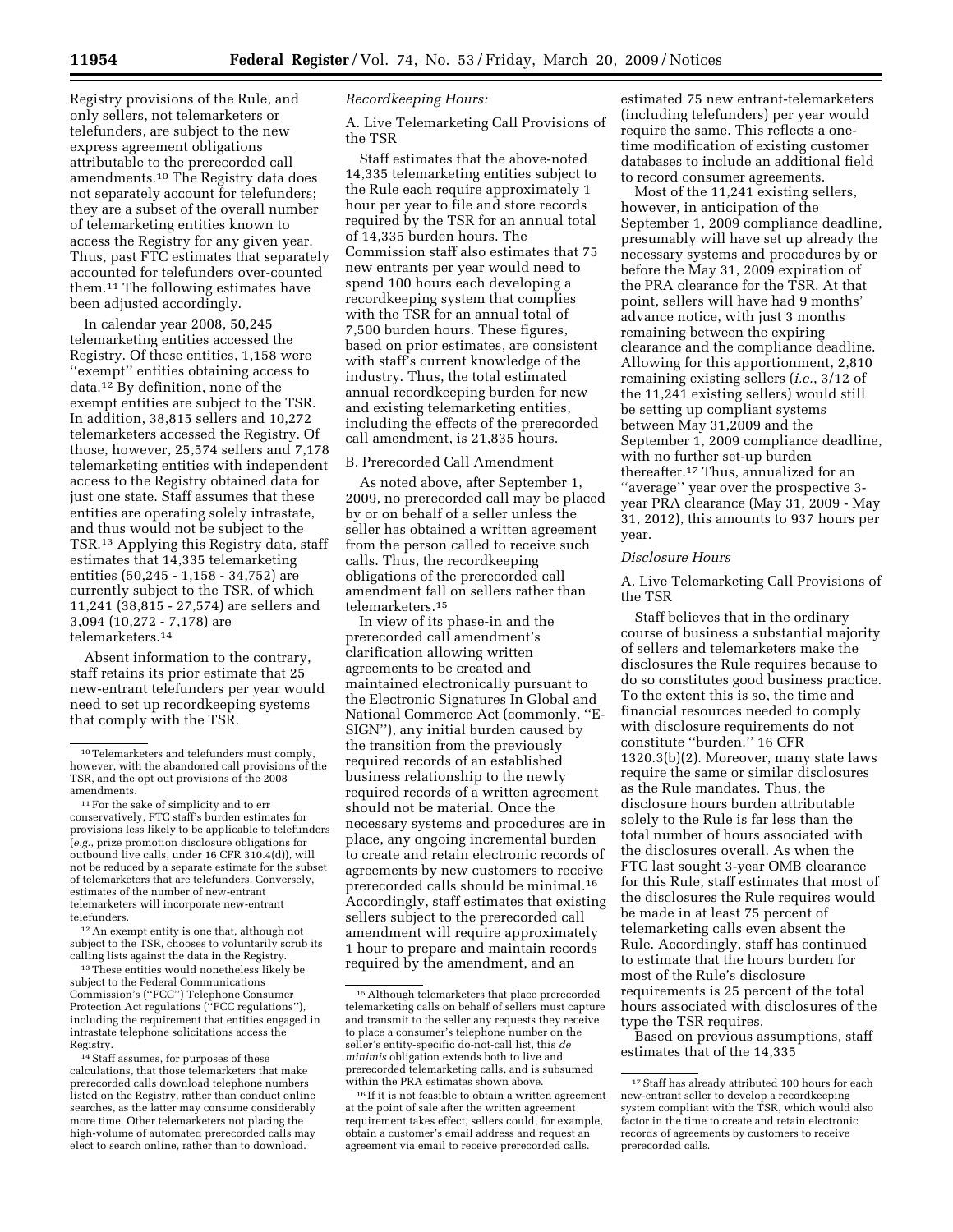Registry provisions of the Rule, and only sellers, not telemarketers or telefunders, are subject to the new express agreement obligations attributable to the prerecorded call amendments.[10] The Registry data does not separately account for telefunders; they are a subset of the overall number of telemarketing entities known to access the Registry for any given year. Thus, past FTC estimates that separately accounted for telefunders over-counted them.[11] The following estimates have been adjusted accordingly.

In calendar year 2008, 50,245 telemarketing entities accessed the Registry. Of these entities, 1,158 were ''exempt'' entities obtaining access to data.[12] By definition, none of the exempt entities are subject to the TSR. In addition, 38,815 sellers and 10,272 telemarketers accessed the Registry. Of those, however, 25,574 sellers and 7,178 telemarketing entities with independent access to the Registry obtained data for just one state. Staff assumes that these entities are operating solely intrastate, and thus would not be subject to the TSR.[13] Applying this Registry data, staff estimates that 14,335 telemarketing entities (50,245 - 1,158 - 34,752) are currently subject to the TSR, of which 11,241 (38,815 - 27,574) are sellers and 3,094 (10,272 - 7,178) are telemarketers.[14]

Absent information to the contrary, staff retains its prior estimate that 25 new-entrant telefunders per year would need to set up recordkeeping systems that comply with the TSR.

*Recordkeeping Hours:*

A. Live Telemarketing Call Provisions of the TSR

Staff estimates that the above-noted 14,335 telemarketing entities subject to the Rule each require approximately 1 hour per year to file and store records required by the TSR for an annual total of 14,335 burden hours. The Commission staff also estimates that 75 new entrants per year would need to spend 100 hours each developing a recordkeeping system that complies with the TSR for an annual total of 7,500 burden hours. These figures, based on prior estimates, are consistent with staff's current knowledge of the industry. Thus, the total estimated annual recordkeeping burden for new and existing telemarketing entities, including the effects of the prerecorded call amendment, is 21,835 hours.

B. Prerecorded Call Amendment

As noted above, after September 1, 2009, no prerecorded call may be placed by or on behalf of a seller unless the seller has obtained a written agreement from the person called to receive such calls. Thus, the recordkeeping obligations of the prerecorded call amendment fall on sellers rather than telemarketers.[15]

In view of its phase-in and the prerecorded call amendment's clarification allowing written agreements to be created and maintained electronically pursuant to the Electronic Signatures In Global and National Commerce Act (commonly, ''E-SIGN''), any initial burden caused by the transition from the previously required records of an established business relationship to the newly required records of a written agreement should not be material. Once the necessary systems and procedures are in place, any ongoing incremental burden to create and retain electronic records of agreements by new customers to receive prerecorded calls should be minimal.[16] Accordingly, staff estimates that existing sellers subject to the prerecorded call amendment will require approximately 1 hour to prepare and maintain records required by the amendment, and an estimated 75 new entrant-telemarketers (including telefunders) per year would require the same. This reflects a one-time modification of existing customer databases to include an additional field to record consumer agreements.

Most of the 11,241 existing sellers, however, in anticipation of the September 1, 2009 compliance deadline, presumably will have set up already the necessary systems and procedures by or before the May 31, 2009 expiration of the PRA clearance for the TSR. At that point, sellers will have had 9 months' advance notice, with just 3 months remaining between the expiring clearance and the compliance deadline. Allowing for this apportionment, 2,810 remaining existing sellers (*i.e.*, 3/12 of the 11,241 existing sellers) would still be setting up compliant systems between May 31,2009 and the September 1, 2009 compliance deadline, with no further set-up burden thereafter.[17] Thus, annualized for an ''average'' year over the prospective 3-year PRA clearance (May 31, 2009 - May 31, 2012), this amounts to 937 hours per year.

*Disclosure Hours*

A. Live Telemarketing Call Provisions of the TSR

Staff believes that in the ordinary course of business a substantial majority of sellers and telemarketers make the disclosures the Rule requires because to do so constitutes good business practice. To the extent this is so, the time and financial resources needed to comply with disclosure requirements do not constitute ''burden.'' 16 CFR 1320.3(b)(2). Moreover, many state laws require the same or similar disclosures as the Rule mandates. Thus, the disclosure hours burden attributable solely to the Rule is far less than the total number of hours associated with the disclosures overall. As when the FTC last sought 3-year OMB clearance for this Rule, staff estimates that most of the disclosures the Rule requires would be made in at least 75 percent of telemarketing calls even absent the Rule. Accordingly, staff has continued to estimate that the hours burden for most of the Rule's disclosure requirements is 25 percent of the total hours associated with disclosures of the type the TSR requires.

Based on previous assumptions, staff estimates that of the 14,335

---

[10] Telemarketers and telefunders must comply, however, with the abandoned call provisions of the TSR, and the opt out provisions of the 2008 amendments.

[11] For the sake of simplicity and to err conservatively, FTC staff's burden estimates for provisions less likely to be applicable to telefunders (*e.g.*, prize promotion disclosure obligations for outbound live calls, under 16 CFR 310.4(d)), will not be reduced by a separate estimate for the subset of telemarketers that are telefunders. Conversely, estimates of the number of new-entrant telemarketers will incorporate new-entrant telefunders.

[12] An exempt entity is one that, although not subject to the TSR, chooses to voluntarily scrub its calling lists against the data in the Registry.

[13] These entities would nonetheless likely be subject to the Federal Communications Commission's (''FCC'') Telephone Consumer Protection Act regulations (''FCC regulations''), including the requirement that entities engaged in intrastate telephone solicitations access the Registry.

[14] Staff assumes, for purposes of these calculations, that those telemarketers that make prerecorded calls download telephone numbers listed on the Registry, rather than conduct online searches, as the latter may consume considerably more time. Other telemarketers not placing the high-volume of automated prerecorded calls may elect to search online, rather than to download.

[15] Although telemarketers that place prerecorded telemarketing calls on behalf of sellers must capture and transmit to the seller any requests they receive to place a consumer's telephone number on the seller's entity-specific do-not-call list, this *de minimis* obligation extends both to live and prerecorded telemarketing calls, and is subsumed within the PRA estimates shown above.

[16] If it is not feasible to obtain a written agreement at the point of sale after the written agreement requirement takes effect, sellers could, for example, obtain a customer's email address and request an agreement via email to receive prerecorded calls.

[17] Staff has already attributed 100 hours for each new-entrant seller to develop a recordkeeping system compliant with the TSR, which would also factor in the time to create and retain electronic records of agreements by customers to receive prerecorded calls.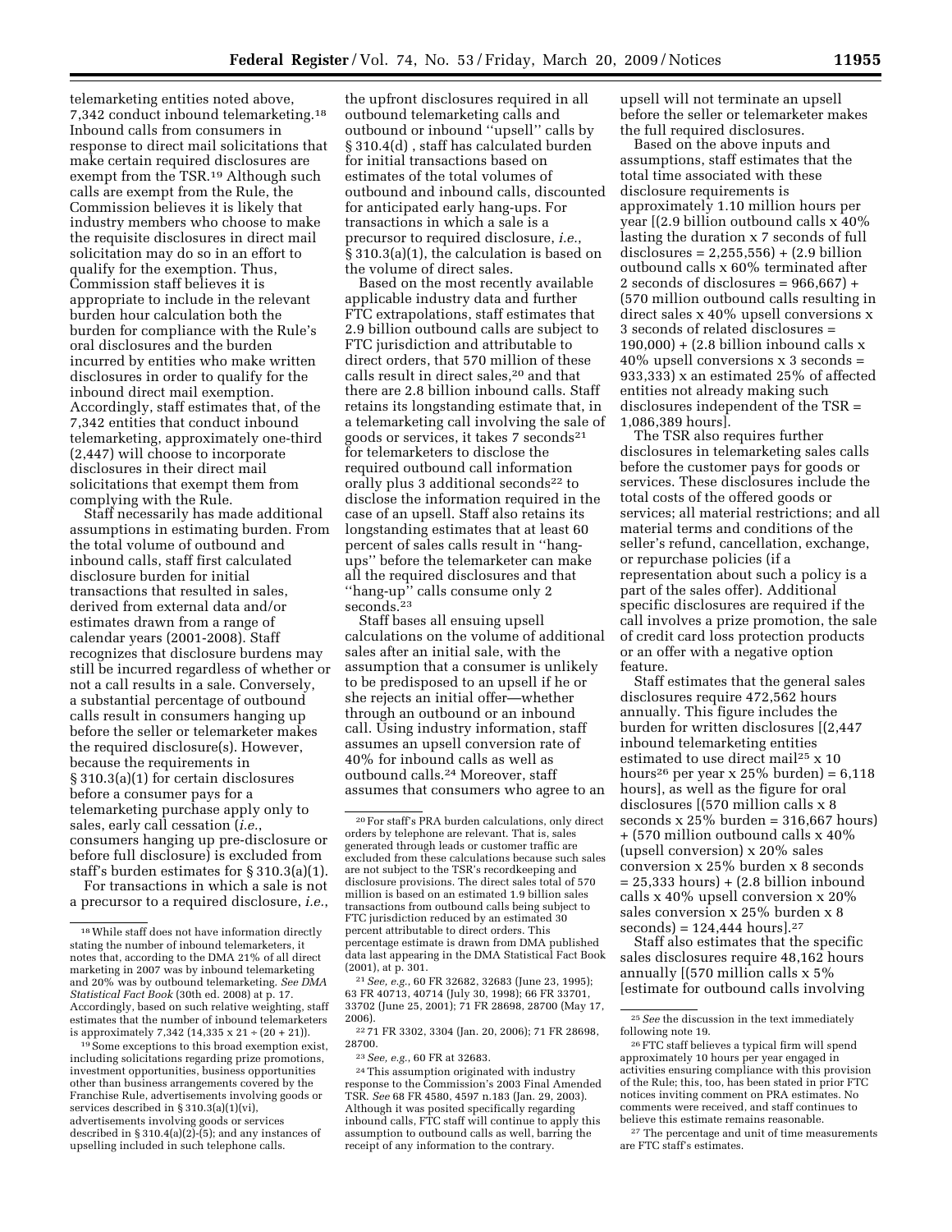telemarketing entities noted above, 7,342 conduct inbound telemarketing.[18] Inbound calls from consumers in response to direct mail solicitations that make certain required disclosures are exempt from the TSR.[19] Although such calls are exempt from the Rule, the Commission believes it is likely that industry members who choose to make the requisite disclosures in direct mail solicitation may do so in an effort to qualify for the exemption. Thus, Commission staff believes it is appropriate to include in the relevant burden hour calculation both the burden for compliance with the Rule's oral disclosures and the burden incurred by entities who make written disclosures in order to qualify for the inbound direct mail exemption. Accordingly, staff estimates that, of the 7,342 entities that conduct inbound telemarketing, approximately one-third (2,447) will choose to incorporate disclosures in their direct mail solicitations that exempt them from complying with the Rule.

Staff necessarily has made additional assumptions in estimating burden. From the total volume of outbound and inbound calls, staff first calculated disclosure burden for initial transactions that resulted in sales, derived from external data and/or estimates drawn from a range of calendar years (2001-2008). Staff recognizes that disclosure burdens may still be incurred regardless of whether or not a call results in a sale. Conversely, a substantial percentage of outbound calls result in consumers hanging up before the seller or telemarketer makes the required disclosure(s). However, because the requirements in § 310.3(a)(1) for certain disclosures before a consumer pays for a telemarketing purchase apply only to sales, early call cessation (*i.e.*, consumers hanging up pre-disclosure or before full disclosure) is excluded from staff's burden estimates for § 310.3(a)(1).

For transactions in which a sale is not a precursor to a required disclosure, *i.e.*, the upfront disclosures required in all outbound telemarketing calls and outbound or inbound "upsell" calls by § 310.4(d) , staff has calculated burden for initial transactions based on estimates of the total volumes of outbound and inbound calls, discounted for anticipated early hang-ups. For transactions in which a sale is a precursor to required disclosure, *i.e.*, § 310.3(a)(1), the calculation is based on the volume of direct sales.

Based on the most recently available applicable industry data and further FTC extrapolations, staff estimates that 2.9 billion outbound calls are subject to FTC jurisdiction and attributable to direct orders, that 570 million of these calls result in direct sales,[20] and that there are 2.8 billion inbound calls. Staff retains its longstanding estimate that, in a telemarketing call involving the sale of goods or services, it takes 7 seconds[21] for telemarketers to disclose the required outbound call information orally plus 3 additional seconds[22] to disclose the information required in the case of an upsell. Staff also retains its longstanding estimates that at least 60 percent of sales calls result in "hang-ups" before the telemarketer can make all the required disclosures and that "hang-up" calls consume only 2 seconds.[23]

Staff bases all ensuing upsell calculations on the volume of additional sales after an initial sale, with the assumption that a consumer is unlikely to be predisposed to an upsell if he or she rejects an initial offer—whether through an outbound or an inbound call. Using industry information, staff assumes an upsell conversion rate of 40% for inbound calls as well as outbound calls.[24] Moreover, staff assumes that consumers who agree to an upsell will not terminate an upsell before the seller or telemarketer makes the full required disclosures.

Based on the above inputs and assumptions, staff estimates that the total time associated with these disclosure requirements is approximately 1.10 million hours per year [(2.9 billion outbound calls x 40% lasting the duration x 7 seconds of full disclosures = 2,255,556) + (2.9 billion outbound calls x 60% terminated after 2 seconds of disclosures = 966,667) + (570 million outbound calls resulting in direct sales x 40% upsell conversions x 3 seconds of related disclosures = 190,000) + (2.8 billion inbound calls x 40% upsell conversions x 3 seconds = 933,333) x an estimated 25% of affected entities not already making such disclosures independent of the TSR = 1,086,389 hours].

The TSR also requires further disclosures in telemarketing sales calls before the customer pays for goods or services. These disclosures include the total costs of the offered goods or services; all material restrictions; and all material terms and conditions of the seller's refund, cancellation, exchange, or repurchase policies (if a representation about such a policy is a part of the sales offer). Additional specific disclosures are required if the call involves a prize promotion, the sale of credit card loss protection products or an offer with a negative option feature.

Staff estimates that the general sales disclosures require 472,562 hours annually. This figure includes the burden for written disclosures [(2,447 inbound telemarketing entities estimated to use direct mail[25] x 10 hours[26] per year x 25% burden) = 6,118 hours], as well as the figure for oral disclosures [(570 million calls x 8 seconds x 25% burden = 316,667 hours) + (570 million outbound calls x 40% (upsell conversion) x 20% sales conversion x 25% burden x 8 seconds = 25,333 hours) + (2.8 billion inbound calls x 40% upsell conversion x 20% sales conversion x 25% burden x 8 seconds) = 124,444 hours].[27]

Staff also estimates that the specific sales disclosures require 48,162 hours annually [(570 million calls x 5% [estimate for outbound calls involving

---

[18] While staff does not have information directly stating the number of inbound telemarketers, it notes that, according to the DMA 21% of all direct marketing in 2007 was by inbound telemarketing and 20% was by outbound telemarketing. *See DMA Statistical Fact Book* (30th ed. 2008) at p. 17. Accordingly, based on such relative weighting, staff estimates that the number of inbound telemarketers is approximately 7,342 (14,335 x 21 ÷ (20 + 21)).

[19] Some exceptions to this broad exemption exist, including solicitations regarding prize promotions, investment opportunities, business opportunities other than business arrangements covered by the Franchise Rule, advertisements involving goods or services described in § 310.3(a)(1)(vi), advertisements involving goods or services described in § 310.4(a)(2)-(5); and any instances of upselling included in such telephone calls.

[20] For staff's PRA burden calculations, only direct orders by telephone are relevant. That is, sales generated through leads or customer traffic are excluded from these calculations because such sales are not subject to the TSR's recordkeeping and disclosure provisions. The direct sales total of 570 million is based on an estimated 1.9 billion sales transactions from outbound calls being subject to FTC jurisdiction reduced by an estimated 30 percent attributable to direct orders. This percentage estimate is drawn from DMA published data last appearing in the DMA Statistical Fact Book (2001), at p. 301.

[21] *See, e.g.*, 60 FR 32682, 32683 (June 23, 1995); 63 FR 40713, 40714 (July 30, 1998); 66 FR 33701, 33702 (June 25, 2001); 71 FR 28698, 28700 (May 17, 2006).

[22] 71 FR 3302, 3304 (Jan. 20, 2006); 71 FR 28698, 28700.

[23] *See, e.g.*, 60 FR at 32683.

[24] This assumption originated with industry response to the Commission's 2003 Final Amended TSR. *See* 68 FR 4580, 4597 n.183 (Jan. 29, 2003). Although it was posited specifically regarding inbound calls, FTC staff will continue to apply this assumption to outbound calls as well, barring the receipt of any information to the contrary.

[25] *See* the discussion in the text immediately following note 19.

[26] FTC staff believes a typical firm will spend approximately 10 hours per year engaged in activities ensuring compliance with this provision of the Rule; this, too, has been stated in prior FTC notices inviting comment on PRA estimates. No comments were received, and staff continues to believe this estimate remains reasonable.

[27] The percentage and unit of time measurements are FTC staff's estimates.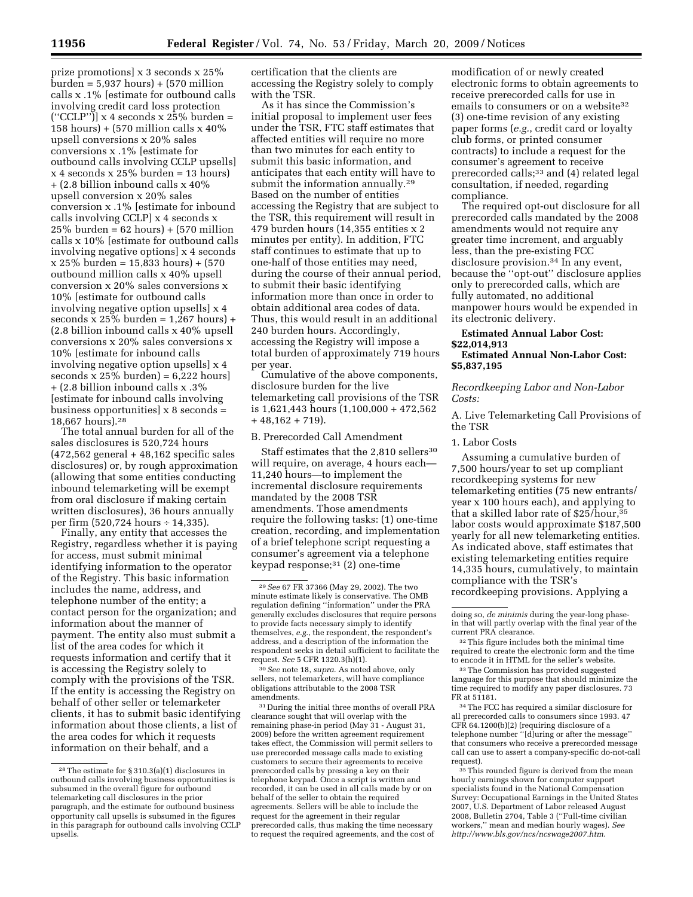prize promotions] x 3 seconds x 25% burden = 5,937 hours) + (570 million calls x .1% [estimate for outbound calls involving credit card loss protection (''CCLP'')] x 4 seconds x 25% burden = 158 hours) + (570 million calls x 40% upsell conversions x 20% sales conversions x .1% [estimate for outbound calls involving CCLP upsells] x 4 seconds x 25% burden = 13 hours) + (2.8 billion inbound calls x 40% upsell conversion x 20% sales conversion x .1% [estimate for inbound calls involving CCLP] x 4 seconds x 25% burden = 62 hours) + (570 million calls x 10% [estimate for outbound calls involving negative options] x 4 seconds x 25% burden = 15,833 hours) + (570 outbound million calls x 40% upsell conversion x 20% sales conversions x 10% [estimate for outbound calls involving negative option upsells] x 4 seconds x 25% burden = 1,267 hours) + (2.8 billion inbound calls x 40% upsell conversions x 20% sales conversions x 10% [estimate for inbound calls involving negative option upsells] x 4 seconds x 25% burden) = 6,222 hours] + (2.8 billion inbound calls x .3% [estimate for inbound calls involving business opportunities] x 8 seconds = 18,667 hours).[28]

The total annual burden for all of the sales disclosures is 520,724 hours (472,562 general + 48,162 specific sales disclosures) or, by rough approximation (allowing that some entities conducting inbound telemarketing will be exempt from oral disclosure if making certain written disclosures), 36 hours annually per firm (520,724 hours ÷ 14,335).

Finally, any entity that accesses the Registry, regardless whether it is paying for access, must submit minimal identifying information to the operator of the Registry. This basic information includes the name, address, and telephone number of the entity; a contact person for the organization; and information about the manner of payment. The entity also must submit a list of the area codes for which it requests information and certify that it is accessing the Registry solely to comply with the provisions of the TSR. If the entity is accessing the Registry on behalf of other seller or telemarketer clients, it has to submit basic identifying information about those clients, a list of the area codes for which it requests information on their behalf, and a certification that the clients are accessing the Registry solely to comply with the TSR.

As it has since the Commission's initial proposal to implement user fees under the TSR, FTC staff estimates that affected entities will require no more than two minutes for each entity to submit this basic information, and anticipates that each entity will have to submit the information annually.[29] Based on the number of entities accessing the Registry that are subject to the TSR, this requirement will result in 479 burden hours (14,355 entities x 2 minutes per entity). In addition, FTC staff continues to estimate that up to one-half of those entities may need, during the course of their annual period, to submit their basic identifying information more than once in order to obtain additional area codes of data. Thus, this would result in an additional 240 burden hours. Accordingly, accessing the Registry will impose a total burden of approximately 719 hours per year.

Cumulative of the above components, disclosure burden for the live telemarketing call provisions of the TSR is 1,621,443 hours (1,100,000 + 472,562 + 48,162 + 719).

B. Prerecorded Call Amendment

Staff estimates that the 2,810 sellers[30] will require, on average, 4 hours each—11,240 hours—to implement the incremental disclosure requirements mandated by the 2008 TSR amendments. Those amendments require the following tasks: (1) one-time creation, recording, and implementation of a brief telephone script requesting a consumer's agreement via a telephone keypad response;[31] (2) one-time modification of or newly created electronic forms to obtain agreements to receive prerecorded calls for use in emails to consumers or on a website[32] (3) one-time revision of any existing paper forms (*e.g.*, credit card or loyalty club forms, or printed consumer contracts) to include a request for the consumer's agreement to receive prerecorded calls;[33] and (4) related legal consultation, if needed, regarding compliance.

The required opt-out disclosure for all prerecorded calls mandated by the 2008 amendments would not require any greater time increment, and arguably less, than the pre-existing FCC disclosure provision.[34] In any event, because the ''opt-out'' disclosure applies only to prerecorded calls, which are fully automated, no additional manpower hours would be expended in its electronic delivery.

**Estimated Annual Labor Cost: $22,014,913**

**Estimated Annual Non-Labor Cost: $5,837,195**

*Recordkeeping Labor and Non-Labor Costs:*

A. Live Telemarketing Call Provisions of the TSR

1. Labor Costs

Assuming a cumulative burden of 7,500 hours/year to set up compliant recordkeeping systems for new telemarketing entities (75 new entrants/year x 100 hours each), and applying to that a skilled labor rate of $25/hour,[35] labor costs would approximate $187,500 yearly for all new telemarketing entities. As indicated above, staff estimates that existing telemarketing entities require 14,335 hours, cumulatively, to maintain compliance with the TSR's recordkeeping provisions. Applying a

---

[28] The estimate for § 310.3(a)(1) disclosures in outbound calls involving business opportunities is subsumed in the overall figure for outbound telemarketing call disclosures in the prior paragraph, and the estimate for outbound business opportunity call upsells is subsumed in the figures in this paragraph for outbound calls involving CCLP upsells.

[29] *See* 67 FR 37366 (May 29, 2002). The two minute estimate likely is conservative. The OMB regulation defining ''information'' under the PRA generally excludes disclosures that require persons to provide facts necessary simply to identify themselves, *e.g.*, the respondent, the respondent's address, and a description of the information the respondent seeks in detail sufficient to facilitate the request. *See* 5 CFR 1320.3(h)(1).

[30] *See* note 18, *supra*. As noted above, only sellers, not telemarketers, will have compliance obligations attributable to the 2008 TSR amendments.

[31] During the initial three months of overall PRA clearance sought that will overlap with the remaining phase-in period (May 31 - August 31, 2009) before the written agreement requirement takes effect, the Commission will permit sellers to use prerecorded message calls made to existing customers to secure their agreements to receive prerecorded calls by pressing a key on their telephone keypad. Once a script is written and recorded, it can be used in all calls made by or on behalf of the seller to obtain the required agreements. Sellers will be able to include the request for the agreement in their regular prerecorded calls, thus making the time necessary to request the required agreements, and the cost of doing so, *de minimis* during the year-long phase-in that will partly overlap with the final year of the current PRA clearance.

[32] This figure includes both the minimal time required to create the electronic form and the time to encode it in HTML for the seller's website.

[33] The Commission has provided suggested language for this purpose that should minimize the time required to modify any paper disclosures. 73 FR at 51181.

[34] The FCC has required a similar disclosure for all prerecorded calls to consumers since 1993. 47 CFR 64.1200(b)(2) (requiring disclosure of a telephone number ''[d]uring or after the message'' that consumers who receive a prerecorded message call can use to assert a company-specific do-not-call request).

[35] This rounded figure is derived from the mean hourly earnings shown for computer support specialists found in the National Compensation Survey: Occupational Earnings in the United States 2007, U.S. Department of Labor released August 2008, Bulletin 2704, Table 3 (''Full-time civilian workers,'' mean and median hourly wages). *See http://www.bls.gov/ncs/ncswage2007.htm*.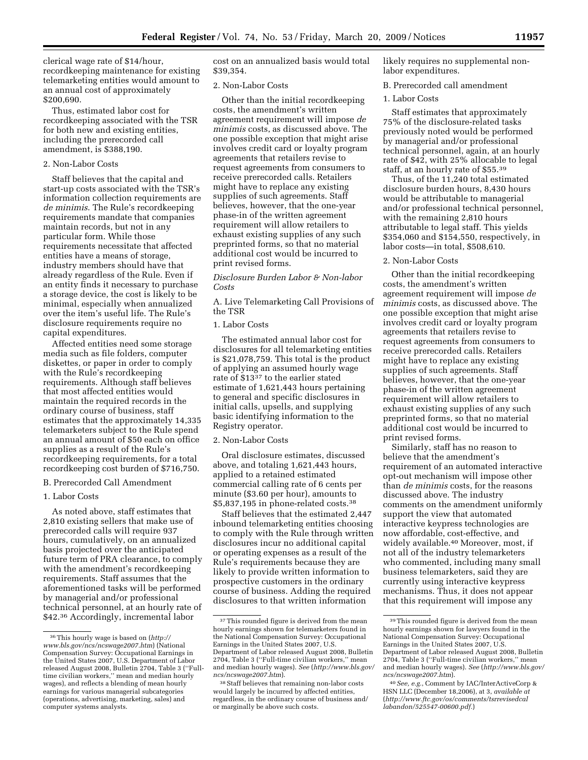clerical wage rate of $14/hour, recordkeeping maintenance for existing telemarketing entities would amount to an annual cost of approximately $200,690.

Thus, estimated labor cost for recordkeeping associated with the TSR for both new and existing entities, including the prerecorded call amendment, is $388,190.

2. Non-Labor Costs

Staff believes that the capital and start-up costs associated with the TSR's information collection requirements are *de minimis*. The Rule's recordkeeping requirements mandate that companies maintain records, but not in any particular form. While those requirements necessitate that affected entities have a means of storage, industry members should have that already regardless of the Rule. Even if an entity finds it necessary to purchase a storage device, the cost is likely to be minimal, especially when annualized over the item's useful life. The Rule's disclosure requirements require no capital expenditures.

Affected entities need some storage media such as file folders, computer diskettes, or paper in order to comply with the Rule's recordkeeping requirements. Although staff believes that most affected entities would maintain the required records in the ordinary course of business, staff estimates that the approximately 14,335 telemarketers subject to the Rule spend an annual amount of $50 each on office supplies as a result of the Rule's recordkeeping requirements, for a total recordkeeping cost burden of $716,750.

B. Prerecorded Call Amendment

1. Labor Costs

As noted above, staff estimates that 2,810 existing sellers that make use of prerecorded calls will require 937 hours, cumulatively, on an annualized basis projected over the anticipated future term of PRA clearance, to comply with the amendment's recordkeeping requirements. Staff assumes that the aforementioned tasks will be performed by managerial and/or professional technical personnel, at an hourly rate of $42.[36] Accordingly, incremental labor cost on an annualized basis would total $39,354.

2. Non-Labor Costs

Other than the initial recordkeeping costs, the amendment's written agreement requirement will impose *de minimis* costs, as discussed above. The one possible exception that might arise involves credit card or loyalty program agreements that retailers revise to request agreements from consumers to receive prerecorded calls. Retailers might have to replace any existing supplies of such agreements. Staff believes, however, that the one-year phase-in of the written agreement requirement will allow retailers to exhaust existing supplies of any such preprinted forms, so that no material additional cost would be incurred to print revised forms.

*Disclosure Burden Labor & Non-labor Costs*

A. Live Telemarketing Call Provisions of the TSR

1. Labor Costs

The estimated annual labor cost for disclosures for all telemarketing entities is $21,078,759. This total is the product of applying an assumed hourly wage rate of $13[37] to the earlier stated estimate of 1,621,443 hours pertaining to general and specific disclosures in initial calls, upsells, and supplying basic identifying information to the Registry operator.

2. Non-Labor Costs

Oral disclosure estimates, discussed above, and totaling 1,621,443 hours, applied to a retained estimated commercial calling rate of 6 cents per minute ($3.60 per hour), amounts to $5,837,195 in phone-related costs.[38]

Staff believes that the estimated 2,447 inbound telemarketing entities choosing to comply with the Rule through written disclosures incur no additional capital or operating expenses as a result of the Rule's requirements because they are likely to provide written information to prospective customers in the ordinary course of business. Adding the required disclosures to that written information likely requires no supplemental non-labor expenditures.

B. Prerecorded call amendment

1. Labor Costs

Staff estimates that approximately 75% of the disclosure-related tasks previously noted would be performed by managerial and/or professional technical personnel, again, at an hourly rate of $42, with 25% allocable to legal staff, at an hourly rate of $55.[39]

Thus, of the 11,240 total estimated disclosure burden hours, 8,430 hours would be attributable to managerial and/or professional technical personnel, with the remaining 2,810 hours attributable to legal staff. This yields $354,060 and $154,550, respectively, in labor costs—in total, $508,610.

2. Non-Labor Costs

Other than the initial recordkeeping costs, the amendment's written agreement requirement will impose *de minimis* costs, as discussed above. The one possible exception that might arise involves credit card or loyalty program agreements that retailers revise to request agreements from consumers to receive prerecorded calls. Retailers might have to replace any existing supplies of such agreements. Staff believes, however, that the one-year phase-in of the written agreement requirement will allow retailers to exhaust existing supplies of any such preprinted forms, so that no material additional cost would be incurred to print revised forms.

Similarly, staff has no reason to believe that the amendment's requirement of an automated interactive opt-out mechanism will impose other than *de minimis* costs, for the reasons discussed above. The industry comments on the amendment uniformly support the view that automated interactive keypress technologies are now affordable, cost-effective, and widely available.[40] Moreover, most, if not all of the industry telemarketers who commented, including many small business telemarketers, said they are currently using interactive keypress mechanisms. Thus, it does not appear that this requirement will impose any

---

[36] This hourly wage is based on (*http://www.bls.gov/ncs/ncswage2007.htm*) (National Compensation Survey: Occupational Earnings in the United States 2007, U.S. Department of Labor released August 2008, Bulletin 2704, Table 3 ("Full-time civilian workers," mean and median hourly wages), and reflects a blending of mean hourly earnings for various managerial subcategories (operations, advertising, marketing, sales) and computer systems analysts.

[37] This rounded figure is derived from the mean hourly earnings shown for telemarketers found in the National Compensation Survey: Occupational Earnings in the United States 2007, U.S. Department of Labor released August 2008, Bulletin 2704, Table 3 ("Full-time civilian workers," mean and median hourly wages). *See* (*http://www.bls.gov/ncs/ncswage2007.htm*).

[38] Staff believes that remaining non-labor costs would largely be incurred by affected entities, regardless, in the ordinary course of business and/or marginally be above such costs.

[39] This rounded figure is derived from the mean hourly earnings shown for lawyers found in the National Compensation Survey: Occupational Earnings in the United States 2007, U.S. Department of Labor released August 2008, Bulletin 2704, Table 3 ("Full-time civilian workers," mean and median hourly wages). *See* (*http://www.bls.gov/ncs/ncswage2007.htm*).

[40] *See, e.g.*, Comment by IAC/InterActiveCorp & HSN LLC (December 18,2006), at 3, *available at* (*http://www.ftc.gov/os/comments/tsrrevisedcallabandon/525547-00600.pdf*.)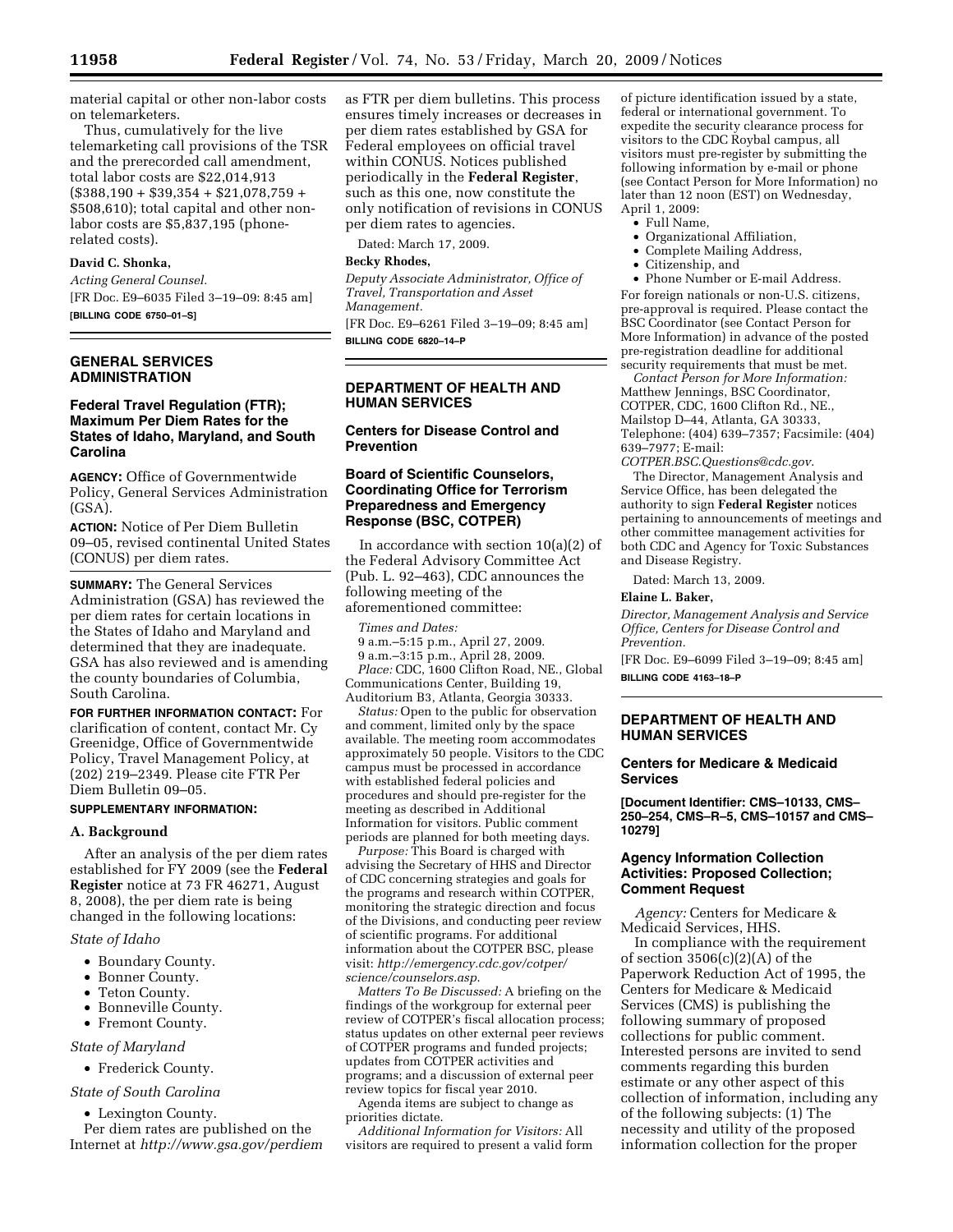material capital or other non-labor costs on telemarketers.

Thus, cumulatively for the live telemarketing call provisions of the TSR and the prerecorded call amendment, total labor costs are $22,014,913 ($388,190 + $39,354 + $21,078,759 + $508,610); total capital and other non-labor costs are $5,837,195 (phone-related costs).

**David C. Shonka,**

*Acting General Counsel.*

[FR Doc. E9–6035 Filed 3–19–09: 8:45 am]

**[BILLING CODE 6750–01–S]**

## GENERAL SERVICES ADMINISTRATION

### Federal Travel Regulation (FTR); Maximum Per Diem Rates for the States of Idaho, Maryland, and South Carolina

**AGENCY:** Office of Governmentwide Policy, General Services Administration (GSA).

**ACTION:** Notice of Per Diem Bulletin 09–05, revised continental United States (CONUS) per diem rates.

**SUMMARY:** The General Services Administration (GSA) has reviewed the per diem rates for certain locations in the States of Idaho and Maryland and determined that they are inadequate. GSA has also reviewed and is amending the county boundaries of Columbia, South Carolina.

**FOR FURTHER INFORMATION CONTACT:** For clarification of content, contact Mr. Cy Greenidge, Office of Governmentwide Policy, Travel Management Policy, at (202) 219–2349. Please cite FTR Per Diem Bulletin 09–05.

**SUPPLEMENTARY INFORMATION:**

**A. Background**

After an analysis of the per diem rates established for FY 2009 (see the **Federal Register** notice at 73 FR 46271, August 8, 2008), the per diem rate is being changed in the following locations:

*State of Idaho*

- Boundary County.
- Bonner County.
- Teton County.
- Bonneville County.
- Fremont County.

*State of Maryland*

- Frederick County.

*State of South Carolina*

- Lexington County.

Per diem rates are published on the Internet at *http://www.gsa.gov/perdiem* as FTR per diem bulletins. This process ensures timely increases or decreases in per diem rates established by GSA for Federal employees on official travel within CONUS. Notices published periodically in the **Federal Register**, such as this one, now constitute the only notification of revisions in CONUS per diem rates to agencies.

Dated: March 17, 2009.

**Becky Rhodes,**

*Deputy Associate Administrator, Office of Travel, Transportation and Asset Management.*

[FR Doc. E9–6261 Filed 3–19–09; 8:45 am]

**BILLING CODE 6820–14–P**

## DEPARTMENT OF HEALTH AND HUMAN SERVICES

### Centers for Disease Control and Prevention

### Board of Scientific Counselors, Coordinating Office for Terrorism Preparedness and Emergency Response (BSC, COTPER)

In accordance with section 10(a)(2) of the Federal Advisory Committee Act (Pub. L. 92–463), CDC announces the following meeting of the aforementioned committee:

*Times and Dates:*

9 a.m.–5:15 p.m., April 27, 2009.

9 a.m.–3:15 p.m., April 28, 2009.

*Place:* CDC, 1600 Clifton Road, NE., Global Communications Center, Building 19, Auditorium B3, Atlanta, Georgia 30333.

*Status:* Open to the public for observation and comment, limited only by the space available. The meeting room accommodates approximately 50 people. Visitors to the CDC campus must be processed in accordance with established federal policies and procedures and should pre-register for the meeting as described in Additional Information for visitors. Public comment periods are planned for both meeting days.

*Purpose:* This Board is charged with advising the Secretary of HHS and Director of CDC concerning strategies and goals for the programs and research within COTPER, monitoring the strategic direction and focus of the Divisions, and conducting peer review of scientific programs. For additional information about the COTPER BSC, please visit: *http://emergency.cdc.gov/cotper/science/counselors.asp.*

*Matters To Be Discussed:* A briefing on the findings of the workgroup for external peer review of COTPER's fiscal allocation process; status updates on other external peer reviews of COTPER programs and funded projects; updates from COTPER activities and programs; and a discussion of external peer review topics for fiscal year 2010.

Agenda items are subject to change as priorities dictate.

*Additional Information for Visitors:* All visitors are required to present a valid form of picture identification issued by a state, federal or international government. To expedite the security clearance process for visitors to the CDC Roybal campus, all visitors must pre-register by submitting the following information by e-mail or phone (see Contact Person for More Information) no later than 12 noon (EST) on Wednesday, April 1, 2009:

- Full Name,
- Organizational Affiliation,
- Complete Mailing Address,
- Citizenship, and
- Phone Number or E-mail Address.

For foreign nationals or non-U.S. citizens, pre-approval is required. Please contact the BSC Coordinator (see Contact Person for More Information) in advance of the posted pre-registration deadline for additional security requirements that must be met.

*Contact Person for More Information:* Matthew Jennings, BSC Coordinator, COTPER, CDC, 1600 Clifton Rd., NE., Mailstop D–44, Atlanta, GA 30333, Telephone: (404) 639–7357; Facsimile: (404) 639–7977; E-mail: *COTPER.BSC.Questions@cdc.gov*.

The Director, Management Analysis and Service Office, has been delegated the authority to sign **Federal Register** notices pertaining to announcements of meetings and other committee management activities for both CDC and Agency for Toxic Substances and Disease Registry.

Dated: March 13, 2009.

**Elaine L. Baker,**

*Director, Management Analysis and Service Office, Centers for Disease Control and Prevention.*

[FR Doc. E9–6099 Filed 3–19–09; 8:45 am]

**BILLING CODE 4163–18–P**

## DEPARTMENT OF HEALTH AND HUMAN SERVICES

### Centers for Medicare & Medicaid Services

**[Document Identifier: CMS–10133, CMS–250–254, CMS–R–5, CMS–10157 and CMS–10279]**

### Agency Information Collection Activities: Proposed Collection; Comment Request

*Agency:* Centers for Medicare & Medicaid Services, HHS.

In compliance with the requirement of section 3506(c)(2)(A) of the Paperwork Reduction Act of 1995, the Centers for Medicare & Medicaid Services (CMS) is publishing the following summary of proposed collections for public comment. Interested persons are invited to send comments regarding this burden estimate or any other aspect of this collection of information, including any of the following subjects: (1) The necessity and utility of the proposed information collection for the proper